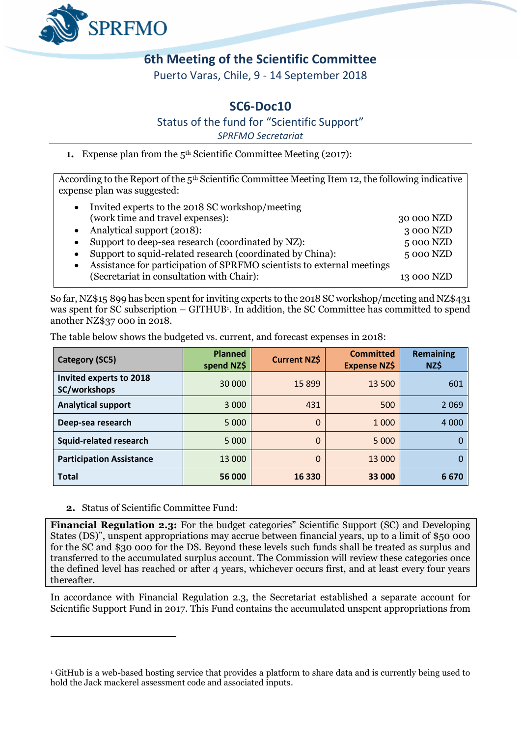SPRFMO

# 6th Meeting of the Scientific Committee

Puerto Varas, Chile, 9 - 14 September 2018

## SC6-Doc10

Status of the fund for "Scientific Support"

*SPRFMO Secretariat*

---

**1.** Expense plan from the 5th Scientific Committee Meeting (2017):

According to the Report of the 5th Scientific Committee Meeting Item 12, the following indicative expense plan was suggested:

- Invited experts to the 2018 SC workshop/meeting (work time and travel expenses): 30 000 NZD
- Analytical support (2018): 3 000 NZD
- Support to deep-sea research (coordinated by NZ): 5 000 NZD
- Support to squid-related research (coordinated by China): 5 000 NZD
- Assistance for participation of SPRFMO scientists to external meetings (Secretariat in consultation with Chair): 13 000 NZD

So far, NZ$15 899 has been spent for inviting experts to the 2018 SC workshop/meeting and NZ$431 was spent for SC subscription – GITHUB[1]. In addition, the SC Committee has committed to spend another NZ$37 000 in 2018.

The table below shows the budgeted vs. current, and forecast expenses in 2018:

| Category (SC5) | Planned spend NZ$ | Current NZ$ | Committed Expense NZ$ | Remaining NZ$ |
|---|---|---|---|---|
| Invited experts to 2018 SC/workshops | 30 000 | 15 899 | 13 500 | 601 |
| Analytical support | 3 000 | 431 | 500 | 2 069 |
| Deep-sea research | 5 000 | 0 | 1 000 | 4 000 |
| Squid-related research | 5 000 | 0 | 5 000 | 0 |
| Participation Assistance | 13 000 | 0 | 13 000 | 0 |
| **Total** | **56 000** | **16 330** | **33 000** | **6 670** |

**2.** Status of Scientific Committee Fund:

**Financial Regulation 2.3:** For the budget categories" Scientific Support (SC) and Developing States (DS)", unspent appropriations may accrue between financial years, up to a limit of $50 000 for the SC and $30 000 for the DS. Beyond these levels such funds shall be treated as surplus and transferred to the accumulated surplus account. The Commission will review these categories once the defined level has reached or after 4 years, whichever occurs first, and at least every four years thereafter.

In accordance with Financial Regulation 2.3, the Secretariat established a separate account for Scientific Support Fund in 2017. This Fund contains the accumulated unspent appropriations from

---

[1] GitHub is a web-based hosting service that provides a platform to share data and is currently being used to hold the Jack mackerel assessment code and associated inputs.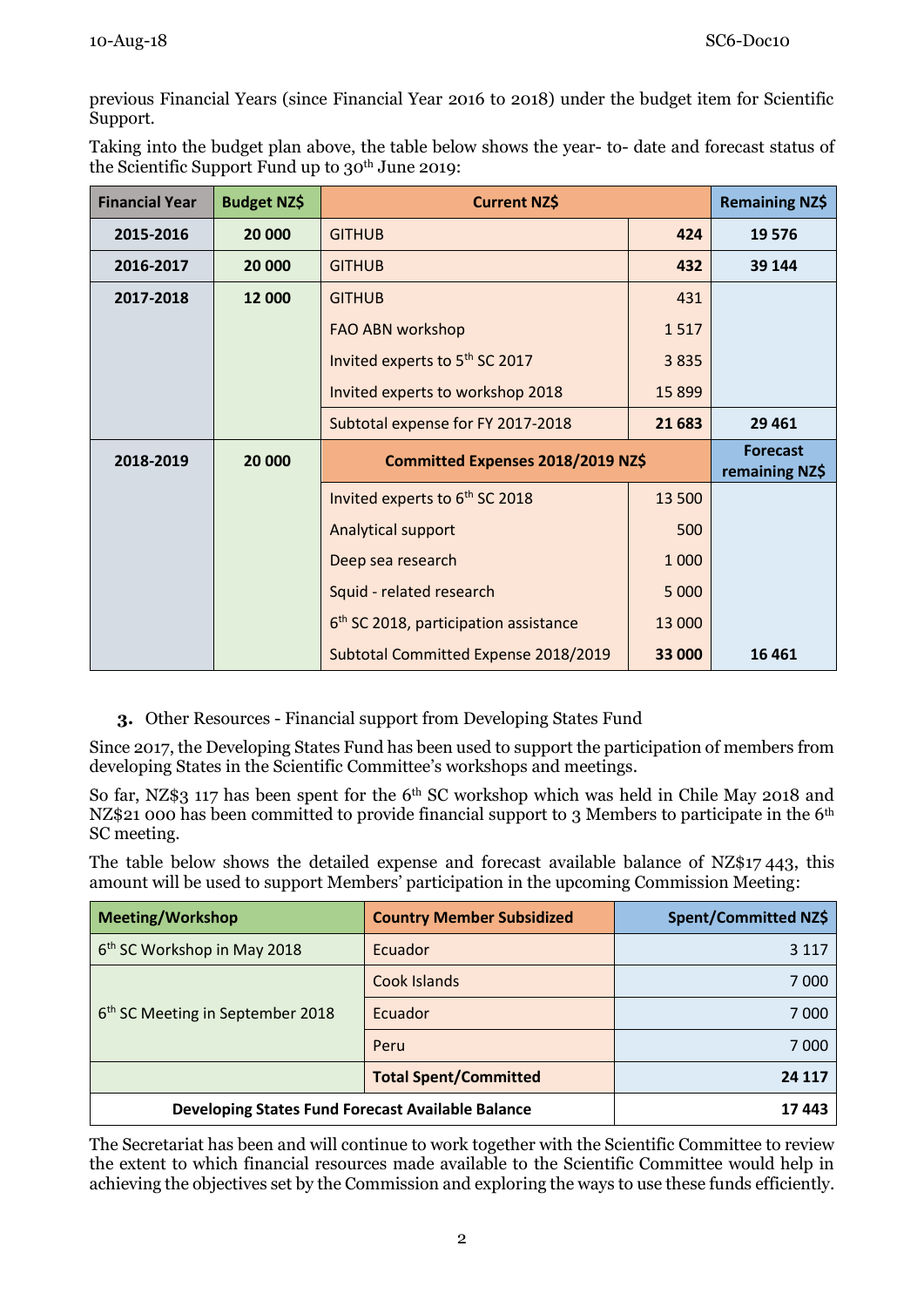previous Financial Years (since Financial Year 2016 to 2018) under the budget item for Scientific Support.

Taking into the budget plan above, the table below shows the year- to- date and forecast status of the Scientific Support Fund up to 30th June 2019:

| Financial Year | Budget NZ$ | Current NZ$ | | Remaining NZ$ |
|---|---|---|---|---|
| **2015-2016** | **20 000** | GITHUB | **424** | **19 576** |
| **2016-2017** | **20 000** | GITHUB | **432** | **39 144** |
| **2017-2018** | **12 000** | GITHUB | 431 | |
| | | FAO ABN workshop | 1 517 | |
| | | Invited experts to 5th SC 2017 | 3 835 | |
| | | Invited experts to workshop 2018 | 15 899 | |
| | | Subtotal expense for FY 2017-2018 | **21 683** | **29 461** |
| **2018-2019** | **20 000** | **Committed Expenses 2018/2019 NZ$** | | **Forecast remaining NZ$** |
| | | Invited experts to 6th SC 2018 | 13 500 | |
| | | Analytical support | 500 | |
| | | Deep sea research | 1 000 | |
| | | Squid - related research | 5 000 | |
| | | 6th SC 2018, participation assistance | 13 000 | |
| | | Subtotal Committed Expense 2018/2019 | **33 000** | **16 461** |

**3.** Other Resources - Financial support from Developing States Fund

Since 2017, the Developing States Fund has been used to support the participation of members from developing States in the Scientific Committee's workshops and meetings.

So far, NZ$3 117 has been spent for the 6th SC workshop which was held in Chile May 2018 and NZ$21 000 has been committed to provide financial support to 3 Members to participate in the 6th SC meeting.

The table below shows the detailed expense and forecast available balance of NZ$17 443, this amount will be used to support Members' participation in the upcoming Commission Meeting:

| Meeting/Workshop | Country Member Subsidized | Spent/Committed NZ$ |
|---|---|---|
| 6th SC Workshop in May 2018 | Ecuador | 3 117 |
| 6th SC Meeting in September 2018 | Cook Islands | 7 000 |
| | Ecuador | 7 000 |
| | Peru | 7 000 |
| | **Total Spent/Committed** | **24 117** |
| **Developing States Fund Forecast Available Balance** | | **17 443** |

The Secretariat has been and will continue to work together with the Scientific Committee to review the extent to which financial resources made available to the Scientific Committee would help in achieving the objectives set by the Commission and exploring the ways to use these funds efficiently.